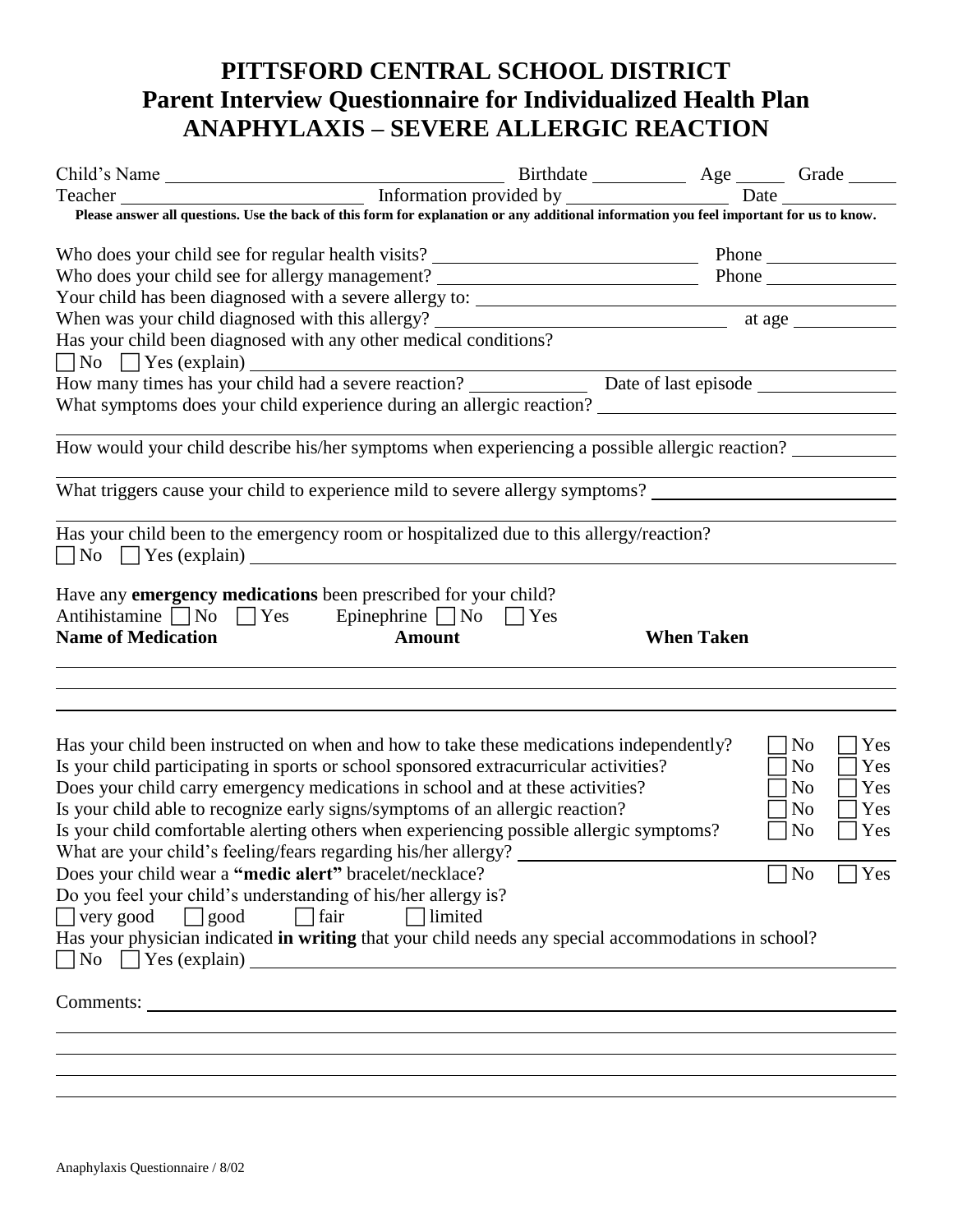# PITTSFORD CENTRAL SCHOOL DISTRICT
## Parent Interview Questionnaire for Individualized Health Plan
## ANAPHYLAXIS – SEVERE ALLERGIC REACTION

Child's Name ____________________ Birthdate __________ Age _____ Grade _____

Teacher ____________________ Information provided by ________________ Date ___________

**Please answer all questions. Use the back of this form for explanation or any additional information you feel important for us to know.**

Who does your child see for regular health visits? ____________________ Phone ____________

Who does your child see for allergy management? ____________________ Phone ____________

Your child has been diagnosed with a severe allergy to: ________________________________

When was your child diagnosed with this allergy? ____________________ at age ___________

Has your child been diagnosed with any other medical conditions?

☐ No ☐ Yes (explain) ________________________________________________

How many times has your child had a severe reaction? ___________ Date of last episode ______________

What symptoms does your child experience during an allergic reaction? ____________________________

______________________________________________________________________

How would your child describe his/her symptoms when experiencing a possible allergic reaction? __________

______________________________________________________________________

What triggers cause your child to experience mild to severe allergy symptoms? ________________________

______________________________________________________________________

Has your child been to the emergency room or hospitalized due to this allergy/reaction?

☐ No ☐ Yes (explain) ________________________________________________

Have any **emergency medications** been prescribed for your child?

Antihistamine ☐ No ☐ Yes Epinephrine ☐ No ☐ Yes

| Name of Medication | Amount | When Taken |
|---|---|---|
| | | |
| | | |
| | | |

Has your child been instructed on when and how to take these medications independently? ☐ No ☐ Yes

Is your child participating in sports or school sponsored extracurricular activities? ☐ No ☐ Yes

Does your child carry emergency medications in school and at these activities? ☐ No ☐ Yes

Is your child able to recognize early signs/symptoms of an allergic reaction? ☐ No ☐ Yes

Is your child comfortable alerting others when experiencing possible allergic symptoms? ☐ No ☐ Yes

What are your child's feeling/fears regarding his/her allergy? ____________________

Does your child wear a **"medic alert"** bracelet/necklace? ☐ No ☐ Yes

Do you feel your child's understanding of his/her allergy is?

☐ very good ☐ good ☐ fair ☐ limited

Has your physician indicated **in writing** that your child needs any special accommodations in school?

☐ No ☐ Yes (explain) ________________________________________________

Comments: ______________________________________________________________

______________________________________________________________________

______________________________________________________________________

______________________________________________________________________

______________________________________________________________________

Anaphylaxis Questionnaire / 8/02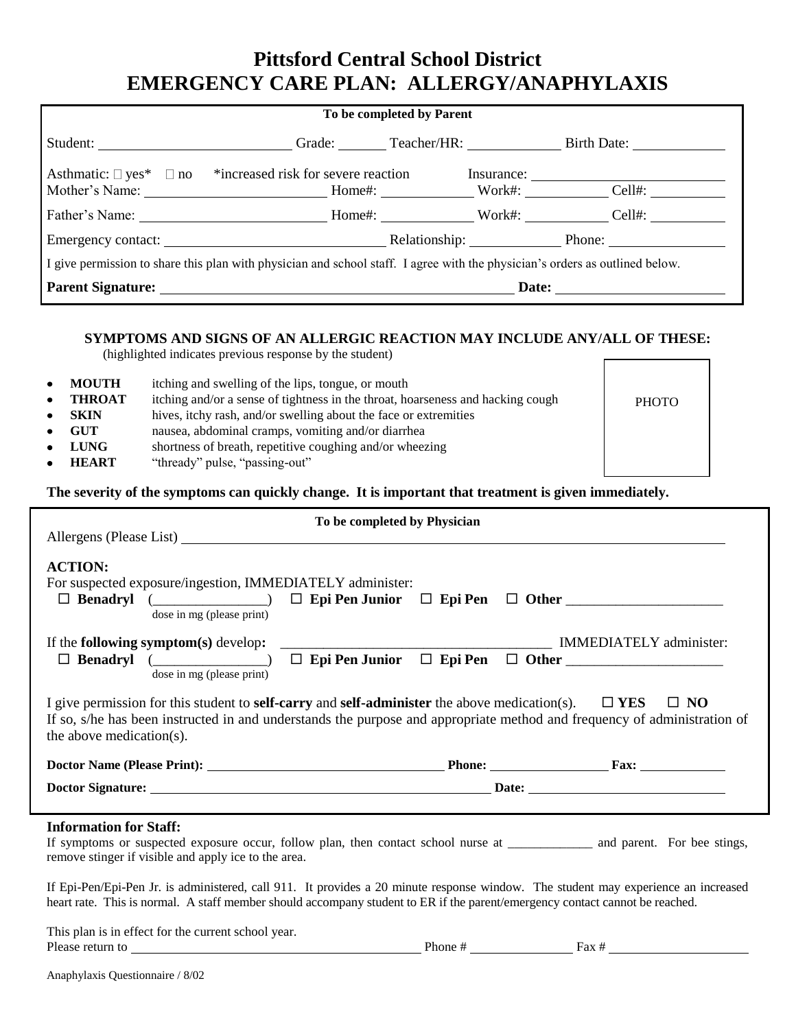# Pittsford Central School District
# EMERGENCY CARE PLAN: ALLERGY/ANAPHYLAXIS

**To be completed by Parent**

Student: ____________________ Grade: ______ Teacher/HR: ____________ Birth Date: ____________

Asthmatic: ☐ yes* ☐ no *increased risk for severe reaction Insurance: ____________________

Mother's Name: ____________________ Home#: ____________ Work#: ____________ Cell#: ____________

Father's Name: ____________________ Home#: ____________ Work#: ____________ Cell#: ____________

Emergency contact: ____________________ Relationship: ____________ Phone: ____________

I give permission to share this plan with physician and school staff. I agree with the physician's orders as outlined below.

**Parent Signature:** ______________________________ **Date:** ____________

### SYMPTOMS AND SIGNS OF AN ALLERGIC REACTION MAY INCLUDE ANY/ALL OF THESE:

(highlighted indicates previous response by the student)

- **MOUTH** itching and swelling of the lips, tongue, or mouth
- **THROAT** itching and/or a sense of tightness in the throat, hoarseness and hacking cough
- **SKIN** hives, itchy rash, and/or swelling about the face or extremities
- **GUT** nausea, abdominal cramps, vomiting and/or diarrhea
- **LUNG** shortness of breath, repetitive coughing and/or wheezing
- **HEART** "thready" pulse, "passing-out"

PHOTO

**The severity of the symptoms can quickly change. It is important that treatment is given immediately.**

**To be completed by Physician**

Allergens (Please List) ______________________________

**ACTION:**

For suspected exposure/ingestion, IMMEDIATELY administer:

☐ **Benadryl** (________________) ☐ **Epi Pen Junior** ☐ **Epi Pen** ☐ **Other** ____________________
dose in mg (please print)

If the **following symptom(s)** develop**:** ______________________________ IMMEDIATELY administer:

☐ **Benadryl** (________________) ☐ **Epi Pen Junior** ☐ **Epi Pen** ☐ **Other** ____________________
dose in mg (please print)

I give permission for this student to **self-carry** and **self-administer** the above medication(s). ☐ **YES** ☐ **NO**
If so, s/he has been instructed in and understands the purpose and appropriate method and frequency of administration of the above medication(s).

**Doctor Name (Please Print):** ____________________ **Phone:** ____________ **Fax:** ____________

**Doctor Signature:** ______________________________ **Date:** ____________

**Information for Staff:**

If symptoms or suspected exposure occur, follow plan, then contact school nurse at _____________ and parent. For bee stings, remove stinger if visible and apply ice to the area.

If Epi-Pen/Epi-Pen Jr. is administered, call 911. It provides a 20 minute response window. The student may experience an increased heart rate. This is normal. A staff member should accompany student to ER if the parent/emergency contact cannot be reached.

This plan is in effect for the current school year.
Please return to ______________________________ Phone # ____________ Fax # ____________

Anaphylaxis Questionnaire / 8/02